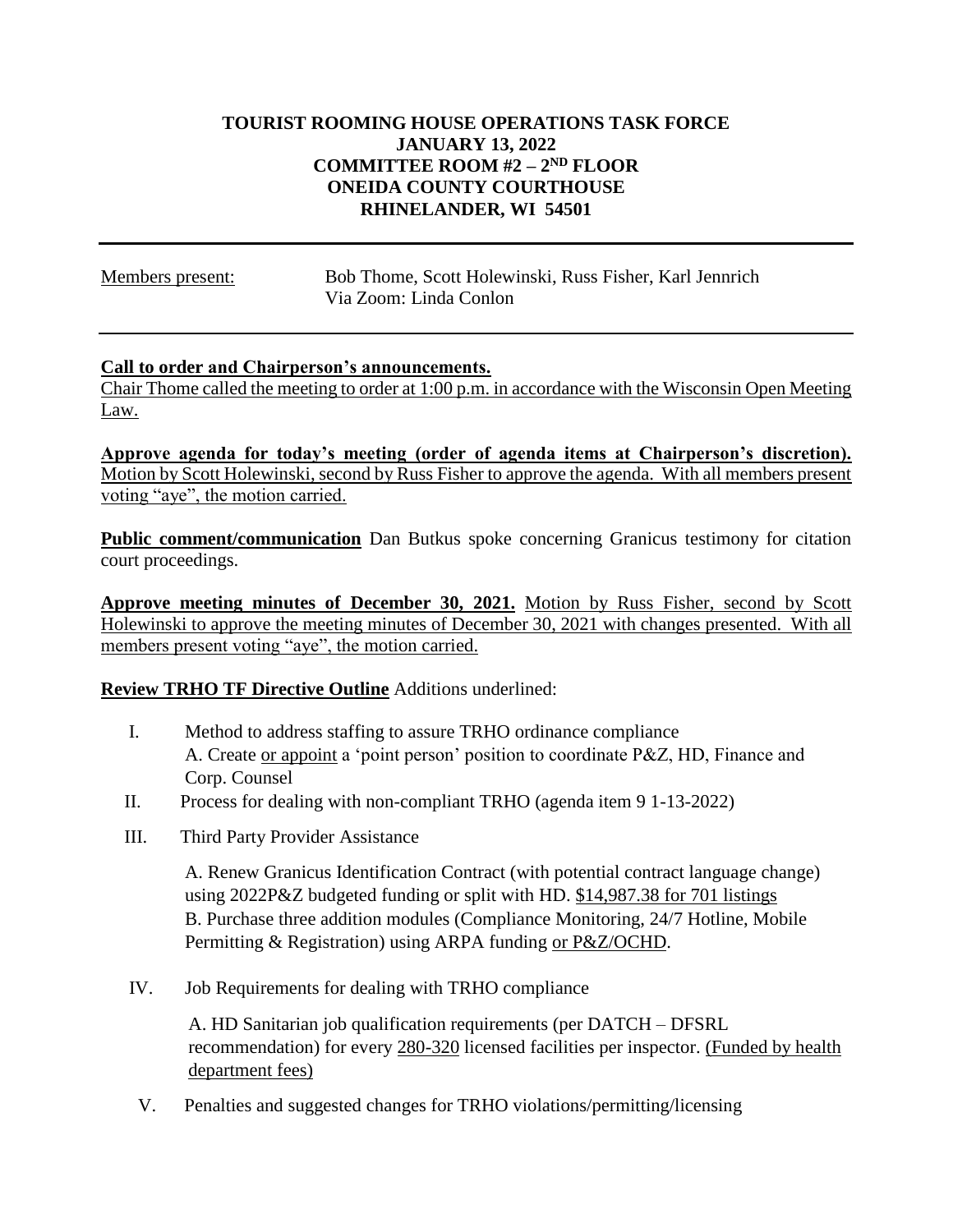**TOURIST ROOMING HOUSE OPERATIONS TASK FORCE**
**JANUARY 13, 2022**
**COMMITTEE ROOM #2 – 2ND FLOOR**
**ONEIDA COUNTY COURTHOUSE**
**RHINELANDER, WI 54501**

---

<u>Members present:</u> Bob Thome, Scott Holewinski, Russ Fisher, Karl Jennrich
Via Zoom: Linda Conlon

---

**<u>Call to order and Chairperson's announcements.</u>**
<u>Chair Thome called the meeting to order at 1:00 p.m. in accordance with the Wisconsin Open Meeting Law.</u>

**<u>Approve agenda for today's meeting (order of agenda items at Chairperson's discretion).</u>** <u>Motion by Scott Holewinski, second by Russ Fisher to approve the agenda. With all members present voting "aye", the motion carried.</u>

**<u>Public comment/communication</u>** Dan Butkus spoke concerning Granicus testimony for citation court proceedings.

**<u>Approve meeting minutes of December 30, 2021.</u>** <u>Motion by Russ Fisher, second by Scott Holewinski to approve the meeting minutes of December 30, 2021 with changes presented. With all members present voting "aye", the motion carried.</u>

**<u>Review TRHO TF Directive Outline</u>** Additions underlined:

I. Method to address staffing to assure TRHO ordinance compliance
   A. Create <u>or appoint</u> a 'point person' position to coordinate P&Z, HD, Finance and Corp. Counsel

II. Process for dealing with non-compliant TRHO (agenda item 9 1-13-2022)

III. Third Party Provider Assistance

   A. Renew Granicus Identification Contract (with potential contract language change) using 2022P&Z budgeted funding or split with HD. <u>$14,987.38 for 701 listings</u>
   B. Purchase three addition modules (Compliance Monitoring, 24/7 Hotline, Mobile Permitting & Registration) using ARPA funding <u>or P&Z/OCHD</u>.

IV. Job Requirements for dealing with TRHO compliance

   A. HD Sanitarian job qualification requirements (per DATCH – DFSRL recommendation) for every <u>280-320</u> licensed facilities per inspector. <u>(Funded by health department fees)</u>

V. Penalties and suggested changes for TRHO violations/permitting/licensing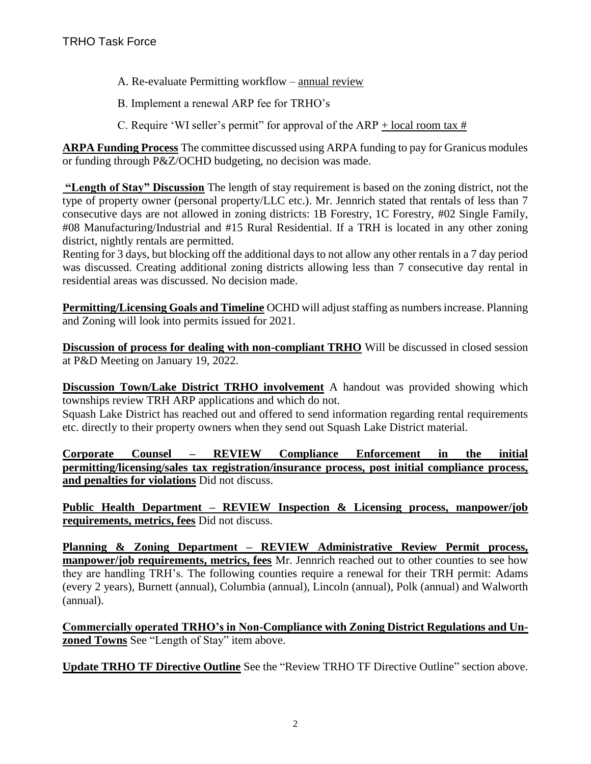A. Re-evaluate Permitting workflow – <u>annual review</u>

B. Implement a renewal ARP fee for TRHO's

C. Require 'WI seller's permit" for approval of the ARP <u>+ local room tax #</u>

**<u>ARPA Funding Process</u>** The committee discussed using ARPA funding to pay for Granicus modules or funding through P&Z/OCHD budgeting, no decision was made.

**<u>"Length of Stay" Discussion</u>** The length of stay requirement is based on the zoning district, not the type of property owner (personal property/LLC etc.). Mr. Jennrich stated that rentals of less than 7 consecutive days are not allowed in zoning districts: 1B Forestry, 1C Forestry, #02 Single Family, #08 Manufacturing/Industrial and #15 Rural Residential. If a TRH is located in any other zoning district, nightly rentals are permitted.

Renting for 3 days, but blocking off the additional days to not allow any other rentals in a 7 day period was discussed. Creating additional zoning districts allowing less than 7 consecutive day rental in residential areas was discussed. No decision made.

**<u>Permitting/Licensing Goals and Timeline</u>** OCHD will adjust staffing as numbers increase. Planning and Zoning will look into permits issued for 2021.

**<u>Discussion of process for dealing with non-compliant TRHO</u>** Will be discussed in closed session at P&D Meeting on January 19, 2022.

**<u>Discussion Town/Lake District TRHO involvement</u>** A handout was provided showing which townships review TRH ARP applications and which do not.

Squash Lake District has reached out and offered to send information regarding rental requirements etc. directly to their property owners when they send out Squash Lake District material.

**<u>Corporate Counsel – REVIEW Compliance Enforcement in the initial permitting/licensing/sales tax registration/insurance process, post initial compliance process, and penalties for violations</u>** Did not discuss.

**<u>Public Health Department – REVIEW Inspection & Licensing process, manpower/job requirements, metrics, fees</u>** Did not discuss.

**<u>Planning & Zoning Department – REVIEW Administrative Review Permit process, manpower/job requirements, metrics, fees</u>** Mr. Jennrich reached out to other counties to see how they are handling TRH's. The following counties require a renewal for their TRH permit: Adams (every 2 years), Burnett (annual), Columbia (annual), Lincoln (annual), Polk (annual) and Walworth (annual).

**<u>Commercially operated TRHO's in Non-Compliance with Zoning District Regulations and Un-zoned Towns</u>** See "Length of Stay" item above.

**<u>Update TRHO TF Directive Outline</u>** See the "Review TRHO TF Directive Outline" section above.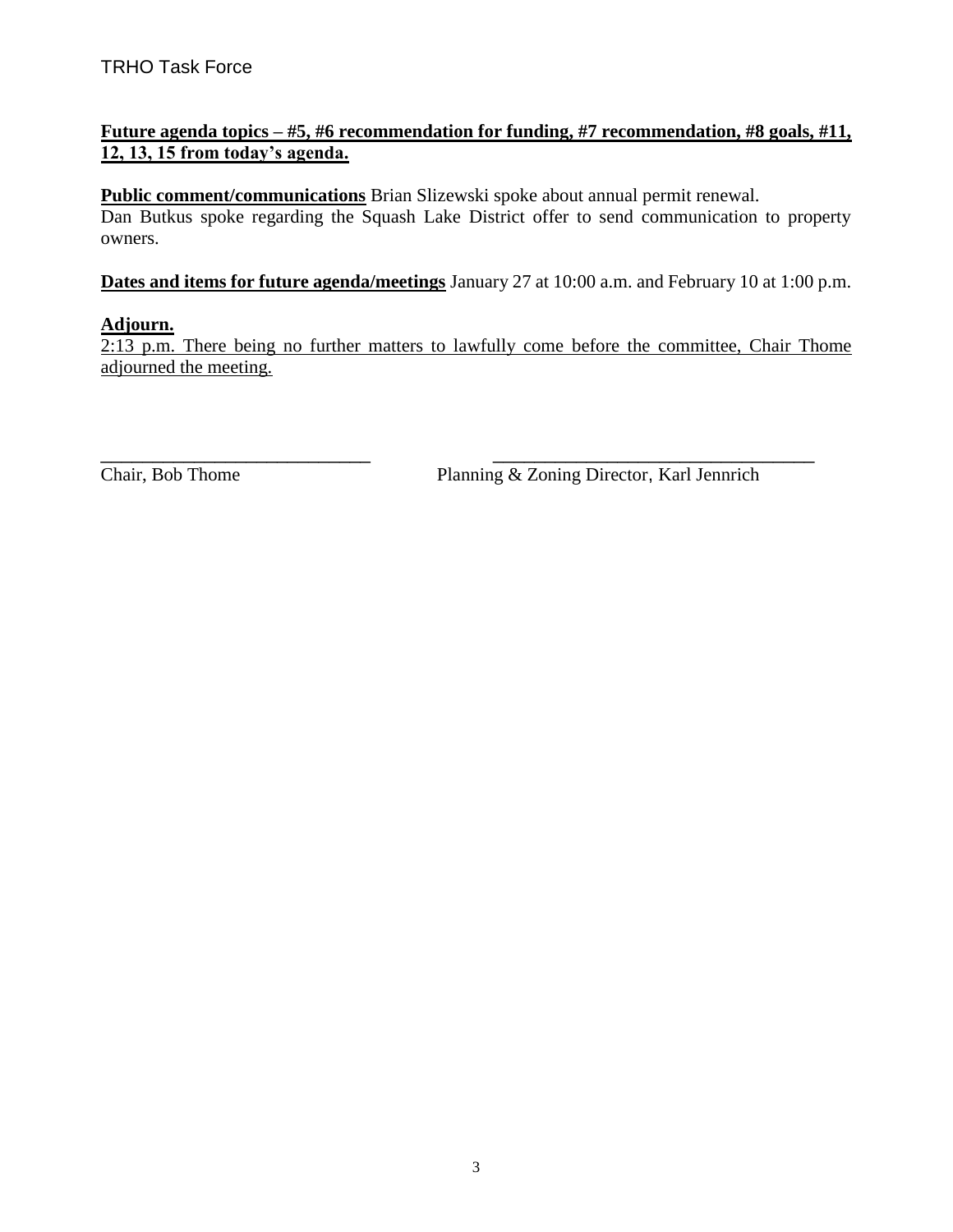**Future agenda topics – #5, #6 recommendation for funding, #7 recommendation, #8 goals, #11, 12, 13, 15 from today's agenda.**

**Public comment/communications** Brian Slizewski spoke about annual permit renewal.
Dan Butkus spoke regarding the Squash Lake District offer to send communication to property owners.

**Dates and items for future agenda/meetings** January 27 at 10:00 a.m. and February 10 at 1:00 p.m.

**Adjourn.**
2:13 p.m. There being no further matters to lawfully come before the committee, Chair Thome adjourned the meeting.

_____________________________ Chair, Bob Thome

___________________________________ Planning & Zoning Director, Karl Jennrich